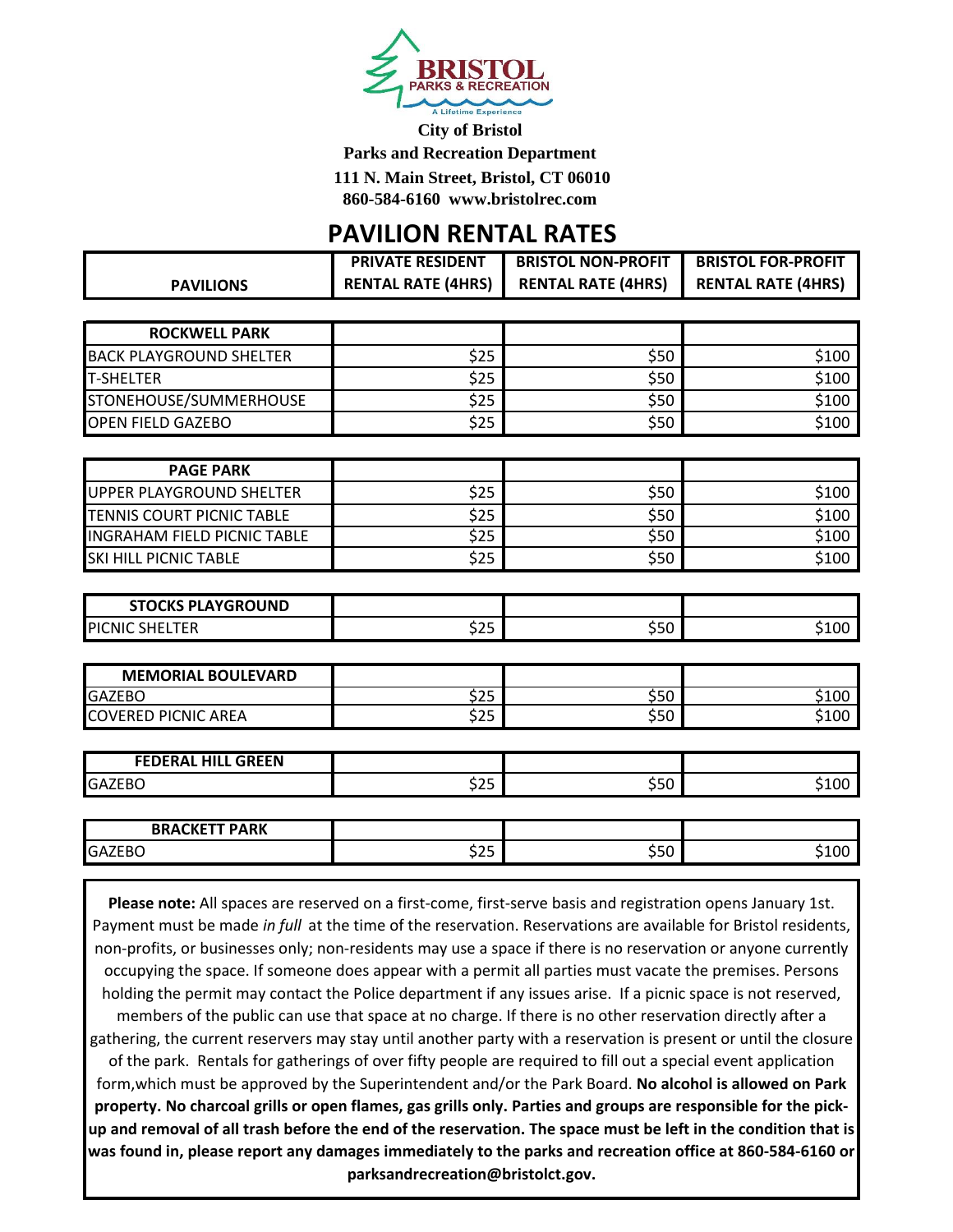**City of Bristol**

**Parks and Recreation Department**

**111 N. Main Street, Bristol, CT 06010**

**860-584-6160 www.bristolrec.com**

# PAVILION RENTAL RATES

| PAVILIONS | PRIVATE RESIDENT RENTAL RATE (4HRS) | BRISTOL NON-PROFIT RENTAL RATE (4HRS) | BRISTOL FOR-PROFIT RENTAL RATE (4HRS) |
|---|---|---|---|
| **ROCKWELL PARK** | | | |
| BACK PLAYGROUND SHELTER | $25 | $50 | $100 |
| T-SHELTER | $25 | $50 | $100 |
| STONEHOUSE/SUMMERHOUSE | $25 | $50 | $100 |
| OPEN FIELD GAZEBO | $25 | $50 | $100 |
| **PAGE PARK** | | | |
| UPPER PLAYGROUND SHELTER | $25 | $50 | $100 |
| TENNIS COURT PICNIC TABLE | $25 | $50 | $100 |
| INGRAHAM FIELD PICNIC TABLE | $25 | $50 | $100 |
| SKI HILL PICNIC TABLE | $25 | $50 | $100 |
| **STOCKS PLAYGROUND** | | | |
| PICNIC SHELTER | $25 | $50 | $100 |
| **MEMORIAL BOULEVARD** | | | |
| GAZEBO | $25 | $50 | $100 |
| COVERED PICNIC AREA | $25 | $50 | $100 |
| **FEDERAL HILL GREEN** | | | |
| GAZEBO | $25 | $50 | $100 |
| **BRACKETT PARK** | | | |
| GAZEBO | $25 | $50 | $100 |

**Please note:** All spaces are reserved on a first-come, first-serve basis and registration opens January 1st. Payment must be made *in full* at the time of the reservation. Reservations are available for Bristol residents, non-profits, or businesses only; non-residents may use a space if there is no reservation or anyone currently occupying the space. If someone does appear with a permit all parties must vacate the premises. Persons holding the permit may contact the Police department if any issues arise. If a picnic space is not reserved, members of the public can use that space at no charge. If there is no other reservation directly after a gathering, the current reservers may stay until another party with a reservation is present or until the closure of the park. Rentals for gatherings of over fifty people are required to fill out a special event application form,which must be approved by the Superintendent and/or the Park Board. **No alcohol is allowed on Park property. No charcoal grills or open flames, gas grills only. Parties and groups are responsible for the pick-up and removal of all trash before the end of the reservation. The space must be left in the condition that is was found in, please report any damages immediately to the parks and recreation office at 860-584-6160 or parksandrecreation@bristolct.gov.**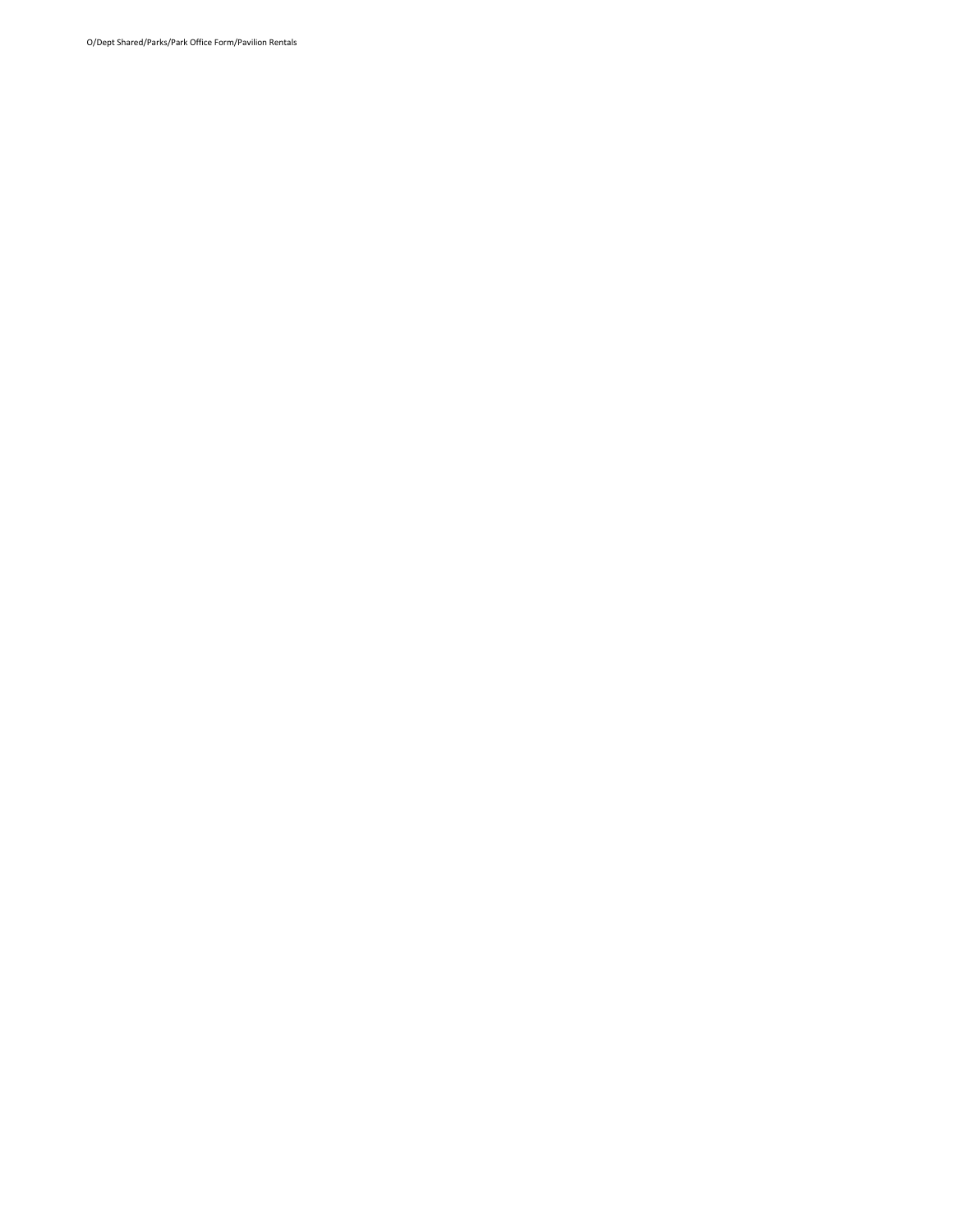O/Dept Shared/Parks/Park Office Form/Pavilion Rentals